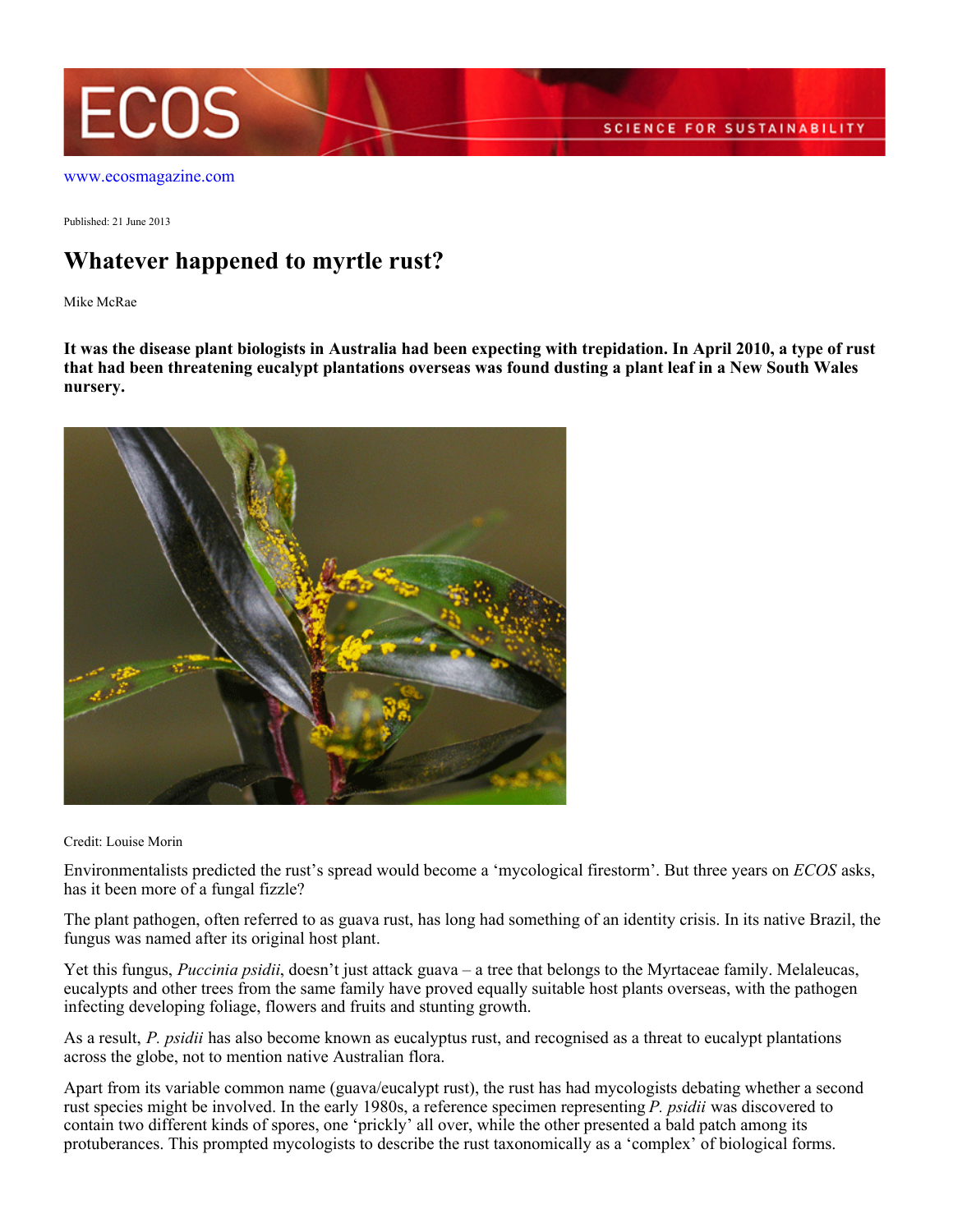www.ecosmagazine.com

Published: 21 June 2013

# Whatever happened to myrtle rust?

Mike McRae

**It was the disease plant biologists in Australia had been expecting with trepidation. In April 2010, a type of rust that had been threatening eucalypt plantations overseas was found dusting a plant leaf in a New South Wales nursery.**

Credit: Louise Morin

Environmentalists predicted the rust's spread would become a 'mycological firestorm'. But three years on *ECOS* asks, has it been more of a fungal fizzle?

The plant pathogen, often referred to as guava rust, has long had something of an identity crisis. In its native Brazil, the fungus was named after its original host plant.

Yet this fungus, *Puccinia psidii*, doesn't just attack guava – a tree that belongs to the Myrtaceae family. Melaleucas, eucalypts and other trees from the same family have proved equally suitable host plants overseas, with the pathogen infecting developing foliage, flowers and fruits and stunting growth.

As a result, *P. psidii* has also become known as eucalyptus rust, and recognised as a threat to eucalypt plantations across the globe, not to mention native Australian flora.

Apart from its variable common name (guava/eucalypt rust), the rust has had mycologists debating whether a second rust species might be involved. In the early 1980s, a reference specimen representing *P. psidii* was discovered to contain two different kinds of spores, one 'prickly' all over, while the other presented a bald patch among its protuberances. This prompted mycologists to describe the rust taxonomically as a 'complex' of biological forms.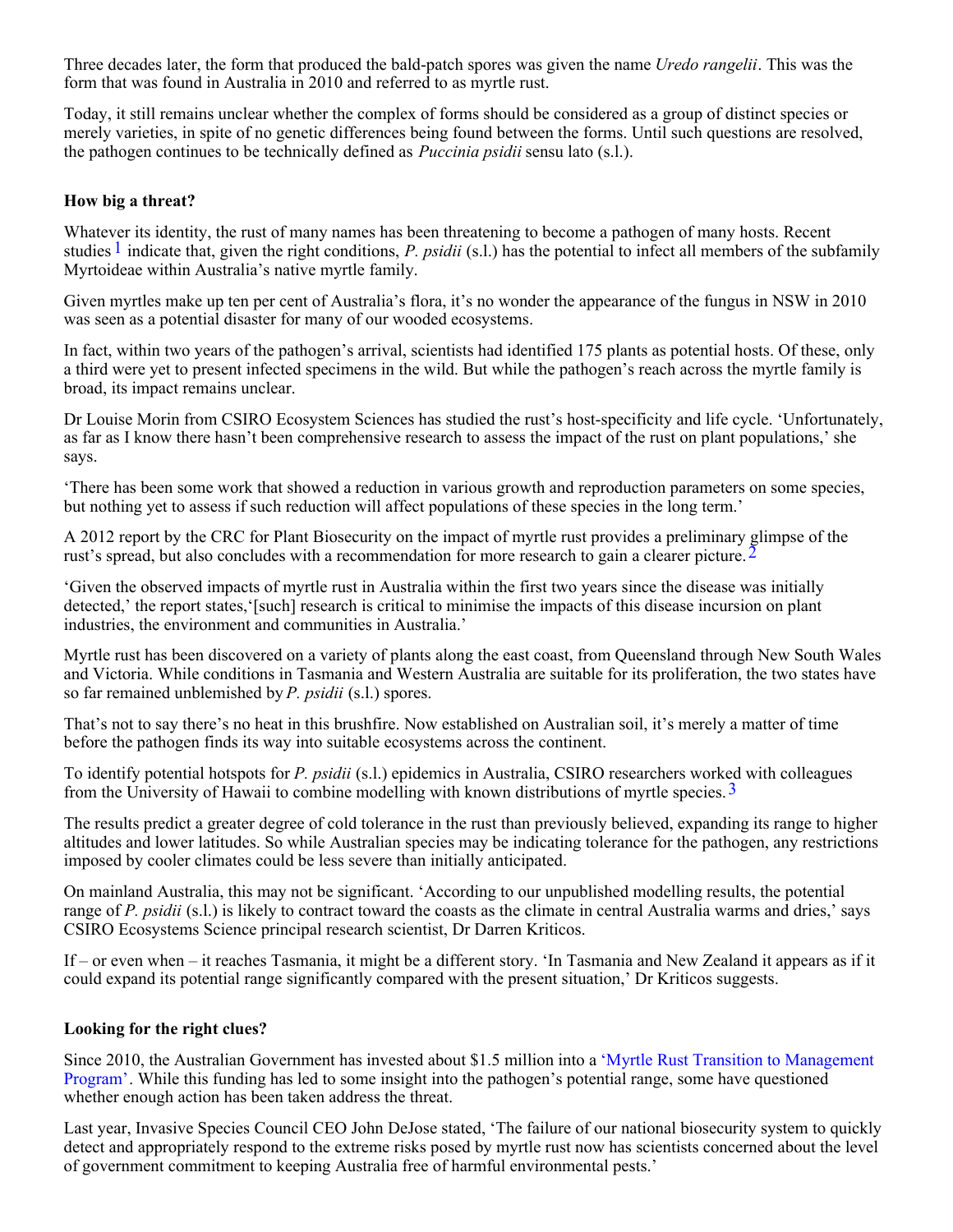Three decades later, the form that produced the bald-patch spores was given the name *Uredo rangelii*. This was the form that was found in Australia in 2010 and referred to as myrtle rust.

Today, it still remains unclear whether the complex of forms should be considered as a group of distinct species or merely varieties, in spite of no genetic differences being found between the forms. Until such questions are resolved, the pathogen continues to be technically defined as *Puccinia psidii* sensu lato (s.l.).

**How big a threat?**

Whatever its identity, the rust of many names has been threatening to become a pathogen of many hosts. Recent studies [1] indicate that, given the right conditions, *P. psidii* (s.l.) has the potential to infect all members of the subfamily Myrtoideae within Australia's native myrtle family.

Given myrtles make up ten per cent of Australia's flora, it's no wonder the appearance of the fungus in NSW in 2010 was seen as a potential disaster for many of our wooded ecosystems.

In fact, within two years of the pathogen's arrival, scientists had identified 175 plants as potential hosts. Of these, only a third were yet to present infected specimens in the wild. But while the pathogen's reach across the myrtle family is broad, its impact remains unclear.

Dr Louise Morin from CSIRO Ecosystem Sciences has studied the rust's host-specificity and life cycle. 'Unfortunately, as far as I know there hasn't been comprehensive research to assess the impact of the rust on plant populations,' she says.

'There has been some work that showed a reduction in various growth and reproduction parameters on some species, but nothing yet to assess if such reduction will affect populations of these species in the long term.'

A 2012 report by the CRC for Plant Biosecurity on the impact of myrtle rust provides a preliminary glimpse of the rust's spread, but also concludes with a recommendation for more research to gain a clearer picture. [2]

'Given the observed impacts of myrtle rust in Australia within the first two years since the disease was initially detected,' the report states,'[such] research is critical to minimise the impacts of this disease incursion on plant industries, the environment and communities in Australia.'

Myrtle rust has been discovered on a variety of plants along the east coast, from Queensland through New South Wales and Victoria. While conditions in Tasmania and Western Australia are suitable for its proliferation, the two states have so far remained unblemished by *P. psidii* (s.l.) spores.

That's not to say there's no heat in this brushfire. Now established on Australian soil, it's merely a matter of time before the pathogen finds its way into suitable ecosystems across the continent.

To identify potential hotspots for *P. psidii* (s.l.) epidemics in Australia, CSIRO researchers worked with colleagues from the University of Hawaii to combine modelling with known distributions of myrtle species. [3]

The results predict a greater degree of cold tolerance in the rust than previously believed, expanding its range to higher altitudes and lower latitudes. So while Australian species may be indicating tolerance for the pathogen, any restrictions imposed by cooler climates could be less severe than initially anticipated.

On mainland Australia, this may not be significant. 'According to our unpublished modelling results, the potential range of *P. psidii* (s.l.) is likely to contract toward the coasts as the climate in central Australia warms and dries,' says CSIRO Ecosystems Science principal research scientist, Dr Darren Kriticos.

If – or even when – it reaches Tasmania, it might be a different story. 'In Tasmania and New Zealand it appears as if it could expand its potential range significantly compared with the present situation,' Dr Kriticos suggests.

**Looking for the right clues?**

Since 2010, the Australian Government has invested about $1.5 million into a 'Myrtle Rust Transition to Management Program'. While this funding has led to some insight into the pathogen's potential range, some have questioned whether enough action has been taken address the threat.

Last year, Invasive Species Council CEO John DeJose stated, 'The failure of our national biosecurity system to quickly detect and appropriately respond to the extreme risks posed by myrtle rust now has scientists concerned about the level of government commitment to keeping Australia free of harmful environmental pests.'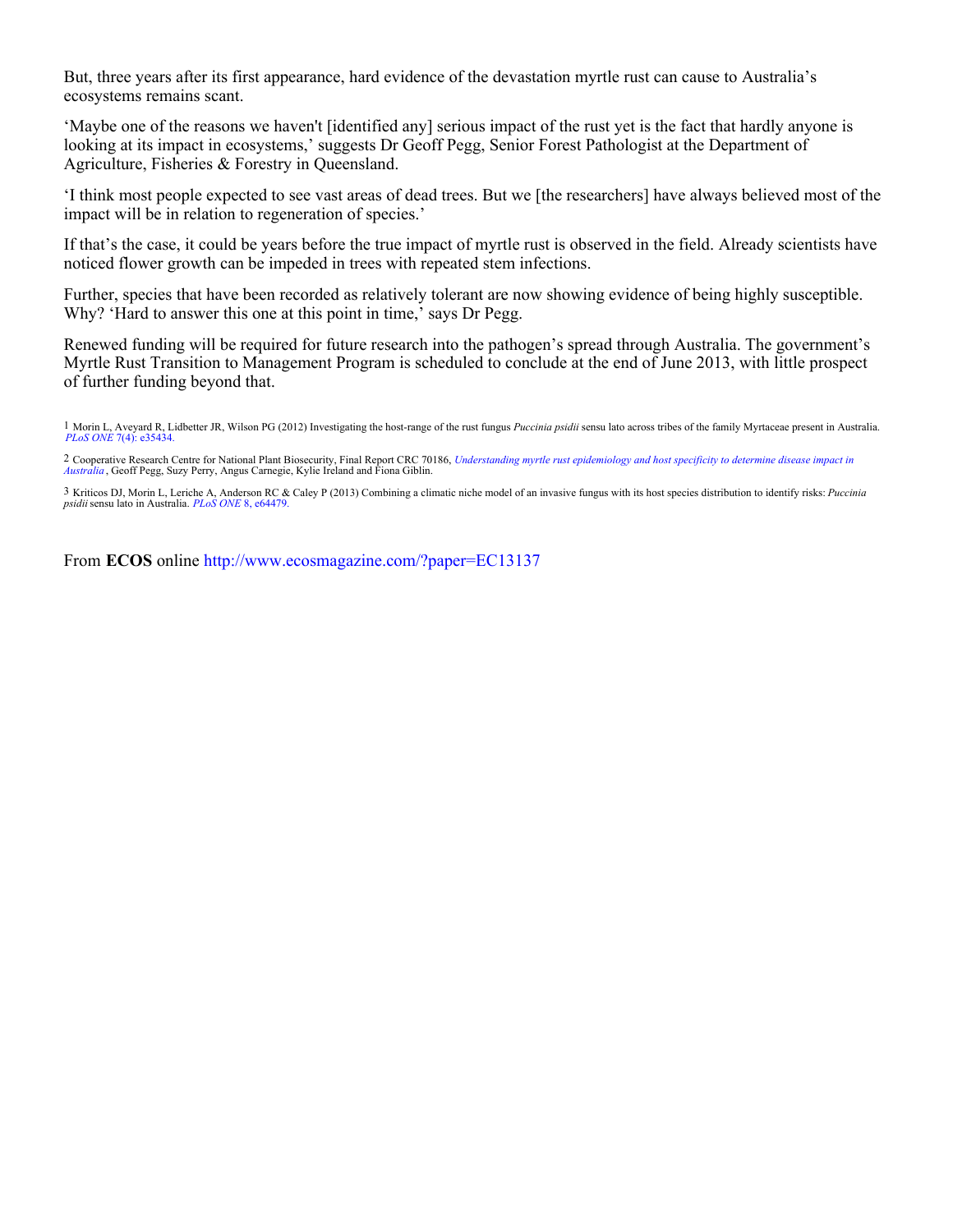But, three years after its first appearance, hard evidence of the devastation myrtle rust can cause to Australia's ecosystems remains scant.

'Maybe one of the reasons we haven't [identified any] serious impact of the rust yet is the fact that hardly anyone is looking at its impact in ecosystems,' suggests Dr Geoff Pegg, Senior Forest Pathologist at the Department of Agriculture, Fisheries & Forestry in Queensland.

'I think most people expected to see vast areas of dead trees. But we [the researchers] have always believed most of the impact will be in relation to regeneration of species.'

If that's the case, it could be years before the true impact of myrtle rust is observed in the field. Already scientists have noticed flower growth can be impeded in trees with repeated stem infections.

Further, species that have been recorded as relatively tolerant are now showing evidence of being highly susceptible. Why? 'Hard to answer this one at this point in time,' says Dr Pegg.

Renewed funding will be required for future research into the pathogen's spread through Australia. The government's Myrtle Rust Transition to Management Program is scheduled to conclude at the end of June 2013, with little prospect of further funding beyond that.

1 Morin L, Aveyard R, Lidbetter JR, Wilson PG (2012) Investigating the host-range of the rust fungus *Puccinia psidii* sensu lato across tribes of the family Myrtaceae present in Australia. *PLoS ONE* 7(4): e35434.

2 Cooperative Research Centre for National Plant Biosecurity, Final Report CRC 70186, *Understanding myrtle rust epidemiology and host specificity to determine disease impact in Australia*, Geoff Pegg, Suzy Perry, Angus Carnegie, Kylie Ireland and Fiona Giblin.

3 Kriticos DJ, Morin L, Leriche A, Anderson RC & Caley P (2013) Combining a climatic niche model of an invasive fungus with its host species distribution to identify risks: *Puccinia psidii* sensu lato in Australia. *PLoS ONE* 8, e64479.

From **ECOS** online http://www.ecosmagazine.com/?paper=EC13137